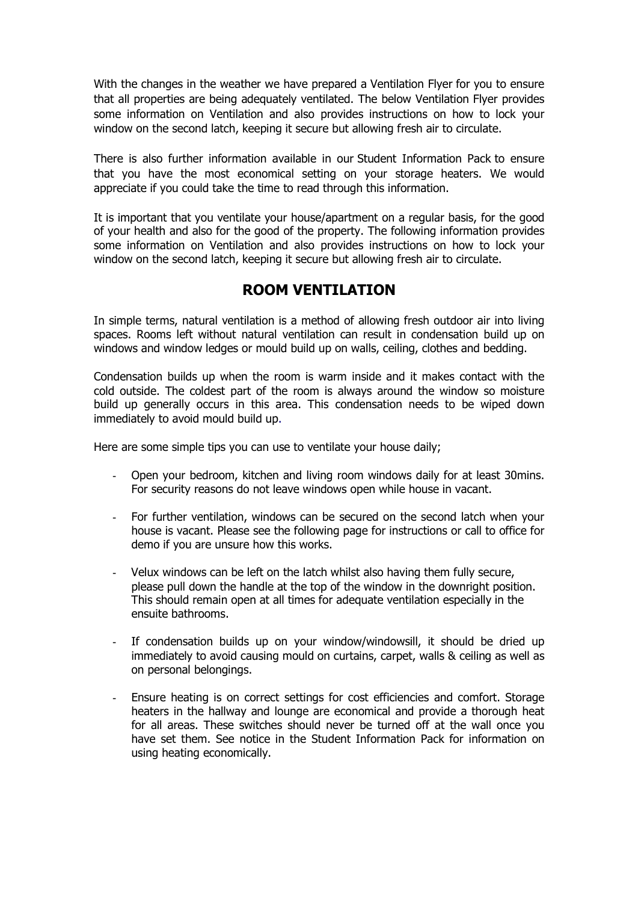With the changes in the weather we have prepared a Ventilation Flyer for you to ensure that all properties are being adequately ventilated. The below Ventilation Flyer provides some information on Ventilation and also provides instructions on how to lock your window on the second latch, keeping it secure but allowing fresh air to circulate.

There is also further information available in our Student Information Pack to ensure that you have the most economical setting on your storage heaters. We would appreciate if you could take the time to read through this information.

It is important that you ventilate your house/apartment on a regular basis, for the good of your health and also for the good of the property. The following information provides some information on Ventilation and also provides instructions on how to lock your window on the second latch, keeping it secure but allowing fresh air to circulate.

## ROOM VENTILATION

In simple terms, natural ventilation is a method of allowing fresh outdoor air into living spaces. Rooms left without natural ventilation can result in condensation build up on windows and window ledges or mould build up on walls, ceiling, clothes and bedding.

Condensation builds up when the room is warm inside and it makes contact with the cold outside. The coldest part of the room is always around the window so moisture build up generally occurs in this area. This condensation needs to be wiped down immediately to avoid mould build up.

Here are some simple tips you can use to ventilate your house daily;

- Open your bedroom, kitchen and living room windows daily for at least 30mins. For security reasons do not leave windows open while house in vacant.
- For further ventilation, windows can be secured on the second latch when your house is vacant. Please see the following page for instructions or call to office for demo if you are unsure how this works.
- Velux windows can be left on the latch whilst also having them fully secure, please pull down the handle at the top of the window in the downright position. This should remain open at all times for adequate ventilation especially in the ensuite bathrooms.
- If condensation builds up on your window/windowsill, it should be dried up immediately to avoid causing mould on curtains, carpet, walls & ceiling as well as on personal belongings.
- Ensure heating is on correct settings for cost efficiencies and comfort. Storage heaters in the hallway and lounge are economical and provide a thorough heat for all areas. These switches should never be turned off at the wall once you have set them. See notice in the Student Information Pack for information on using heating economically.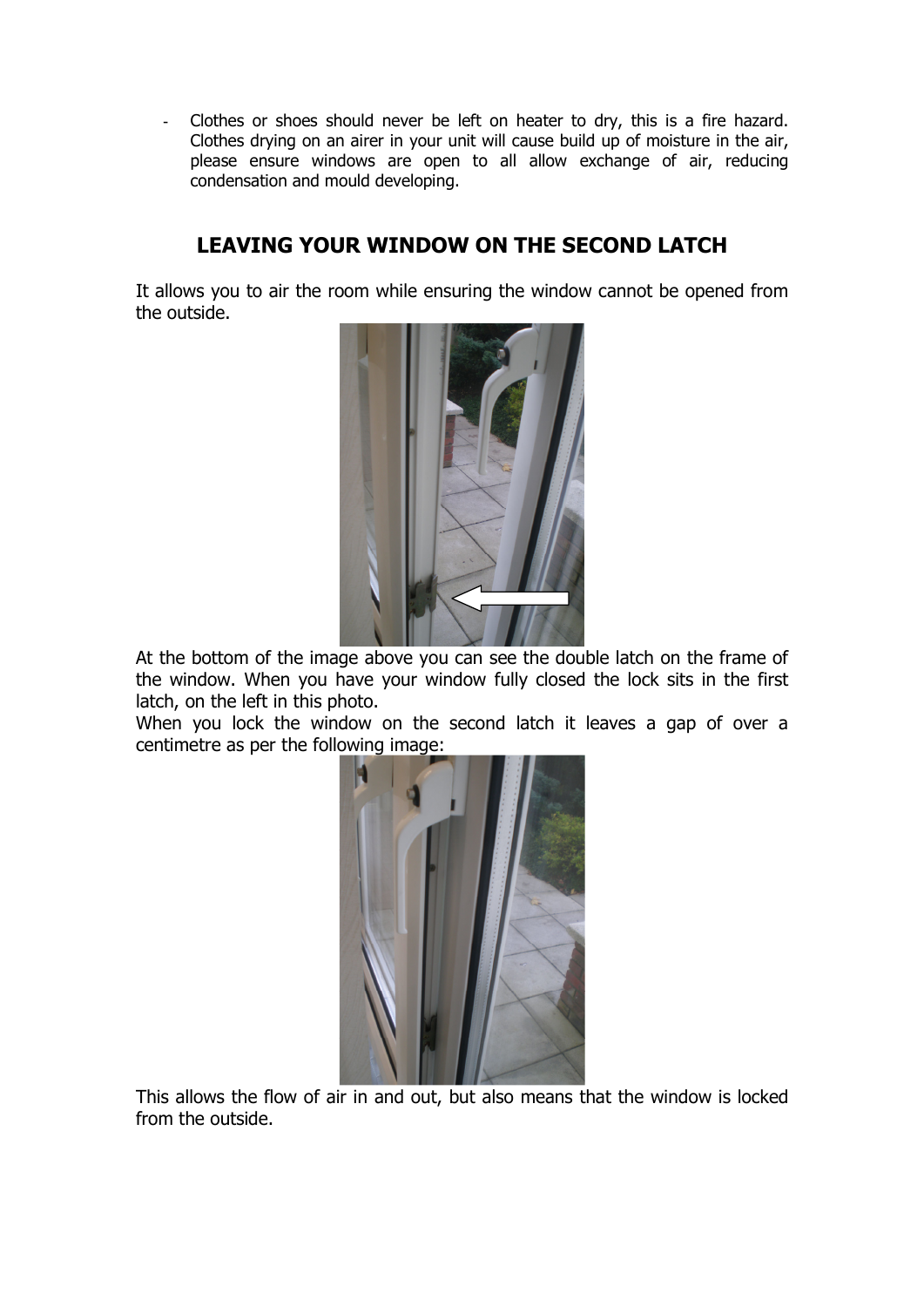- Clothes or shoes should never be left on heater to dry, this is a fire hazard. Clothes drying on an airer in your unit will cause build up of moisture in the air, please ensure windows are open to all allow exchange of air, reducing condensation and mould developing.

## LEAVING YOUR WINDOW ON THE SECOND LATCH

It allows you to air the room while ensuring the window cannot be opened from the outside.

At the bottom of the image above you can see the double latch on the frame of the window. When you have your window fully closed the lock sits in the first latch, on the left in this photo.

When you lock the window on the second latch it leaves a gap of over a centimetre as per the following image:

This allows the flow of air in and out, but also means that the window is locked from the outside.